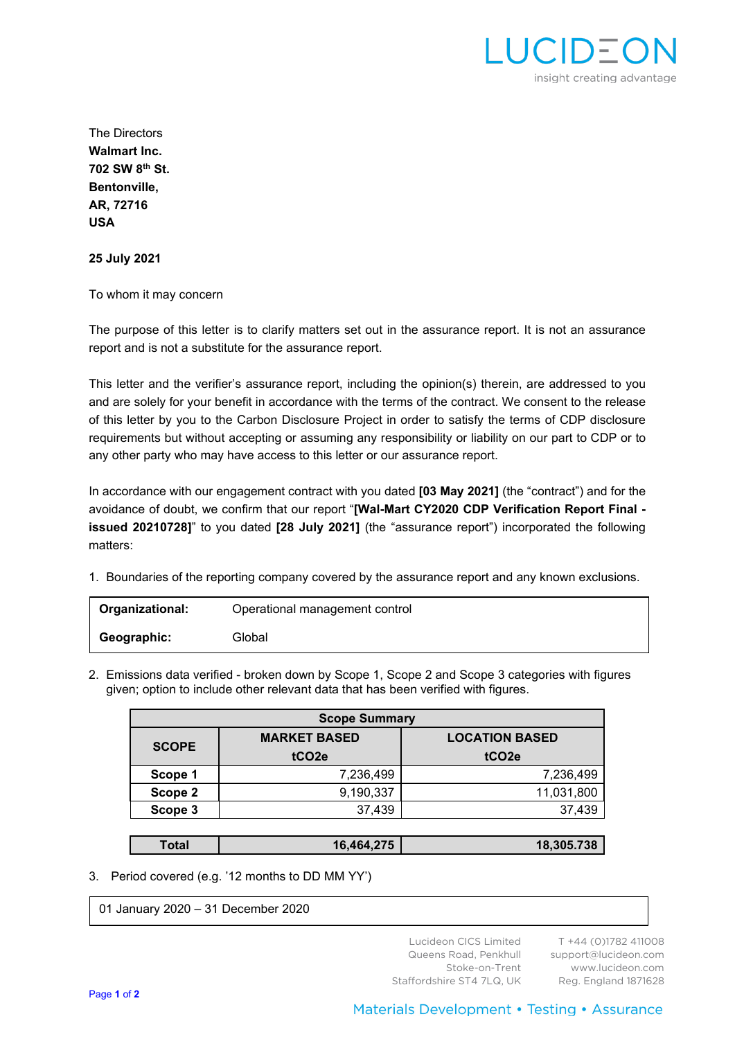LUCIDEON
insight creating advantage

The Directors
**Walmart Inc.**
**702 SW 8th St.**
**Bentonville,**
**AR, 72716**
**USA**

**25 July 2021**

To whom it may concern

The purpose of this letter is to clarify matters set out in the assurance report. It is not an assurance report and is not a substitute for the assurance report.

This letter and the verifier's assurance report, including the opinion(s) therein, are addressed to you and are solely for your benefit in accordance with the terms of the contract. We consent to the release of this letter by you to the Carbon Disclosure Project in order to satisfy the terms of CDP disclosure requirements but without accepting or assuming any responsibility or liability on our part to CDP or to any other party who may have access to this letter or our assurance report.

In accordance with our engagement contract with you dated **[03 May 2021]** (the "contract") and for the avoidance of doubt, we confirm that our report "**[Wal-Mart CY2020 CDP Verification Report Final - issued 20210728]**" to you dated **[28 July 2021]** (the "assurance report") incorporated the following matters:

1. Boundaries of the reporting company covered by the assurance report and any known exclusions.

| | |
|---|---|
| **Organizational:** | Operational management control |
| **Geographic:** | Global |

2. Emissions data verified - broken down by Scope 1, Scope 2 and Scope 3 categories with figures given; option to include other relevant data that has been verified with figures.

| Scope Summary | | |
|---|---|---|
| **SCOPE** | **MARKET BASED tCO2e** | **LOCATION BASED tCO2e** |
| **Scope 1** | 7,236,499 | 7,236,499 |
| **Scope 2** | 9,190,337 | 11,031,800 |
| **Scope 3** | 37,439 | 37,439 |
| **Total** | **16,464,275** | **18,305.738** |

3. Period covered (e.g. '12 months to DD MM YY')

| |
|---|
| 01 January 2020 – 31 December 2020 |

Lucideon CICS Limited
Queens Road, Penkhull
Stoke-on-Trent
Staffordshire ST4 7LQ, UK

T +44 (0)1782 411008
support@lucideon.com
www.lucideon.com
Reg. England 1871628

Materials Development • Testing • Assurance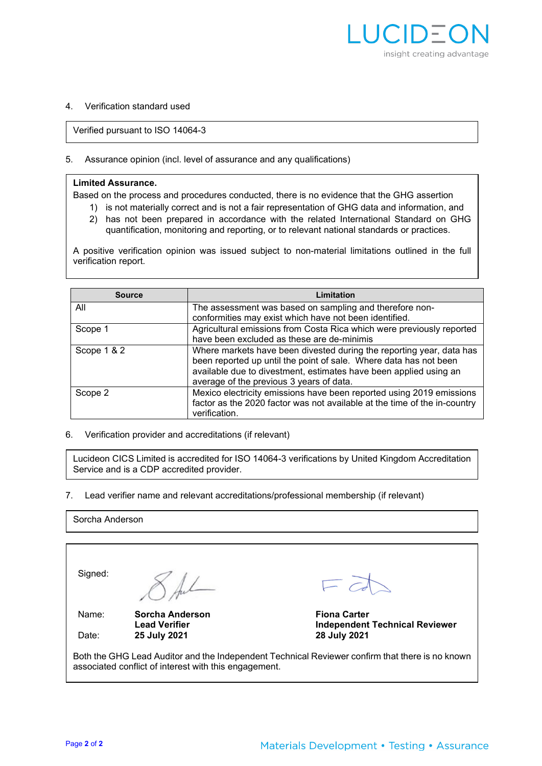4. Verification standard used

Verified pursuant to ISO 14064-3

5. Assurance opinion (incl. level of assurance and any qualifications)

**Limited Assurance.**

Based on the process and procedures conducted, there is no evidence that the GHG assertion

1) is not materially correct and is not a fair representation of GHG data and information, and
2) has not been prepared in accordance with the related International Standard on GHG quantification, monitoring and reporting, or to relevant national standards or practices.

A positive verification opinion was issued subject to non-material limitations outlined in the full verification report.

| Source | Limitation |
|---|---|
| All | The assessment was based on sampling and therefore non-conformities may exist which have not been identified. |
| Scope 1 | Agricultural emissions from Costa Rica which were previously reported have been excluded as these are de-minimis |
| Scope 1 & 2 | Where markets have been divested during the reporting year, data has been reported up until the point of sale. Where data has not been available due to divestment, estimates have been applied using an average of the previous 3 years of data. |
| Scope 2 | Mexico electricity emissions have been reported using 2019 emissions factor as the 2020 factor was not available at the time of the in-country verification. |

6. Verification provider and accreditations (if relevant)

Lucideon CICS Limited is accredited for ISO 14064-3 verifications by United Kingdom Accreditation Service and is a CDP accredited provider.

7. Lead verifier name and relevant accreditations/professional membership (if relevant)

Sorcha Anderson

| | | |
|---|---|---|
| Signed: | | |
| Name: | **Sorcha Anderson** <br> **Lead Verifier** | **Fiona Carter** <br> **Independent Technical Reviewer** |
| Date: | **25 July 2021** | **28 July 2021** |

Both the GHG Lead Auditor and the Independent Technical Reviewer confirm that there is no known associated conflict of interest with this engagement.